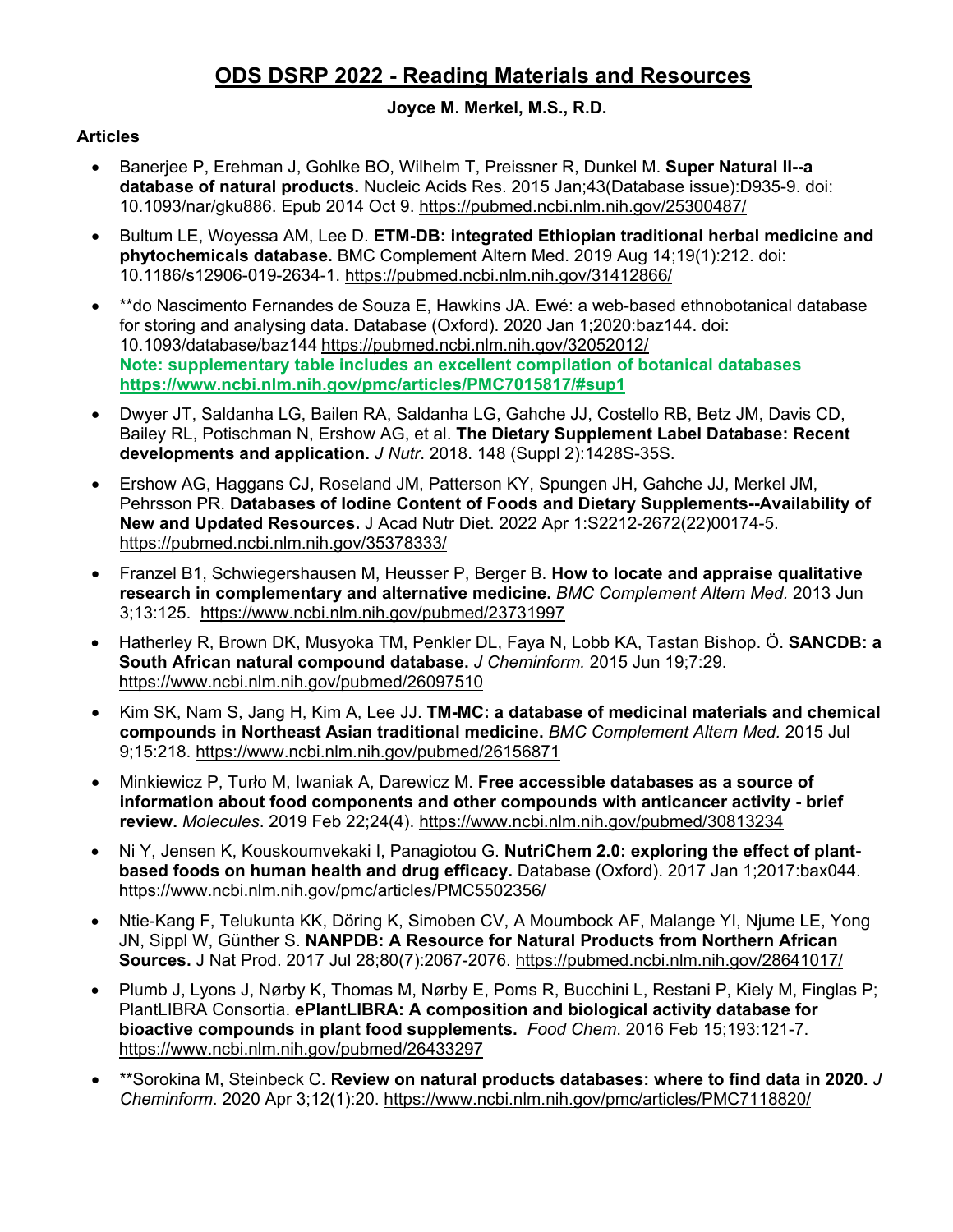# ODS DSRP 2022 - Reading Materials and Resources

**Joyce M. Merkel, M.S., R.D.**

### Articles

- Banerjee P, Erehman J, Gohlke BO, Wilhelm T, Preissner R, Dunkel M. **Super Natural II--a database of natural products.** Nucleic Acids Res. 2015 Jan;43(Database issue):D935-9. doi: 10.1093/nar/gku886. Epub 2014 Oct 9. https://pubmed.ncbi.nlm.nih.gov/25300487/
- Bultum LE, Woyessa AM, Lee D. **ETM-DB: integrated Ethiopian traditional herbal medicine and phytochemicals database.** BMC Complement Altern Med. 2019 Aug 14;19(1):212. doi: 10.1186/s12906-019-2634-1. https://pubmed.ncbi.nlm.nih.gov/31412866/
- **do Nascimento Fernandes de Souza E, Hawkins JA. Ewé: a web-based ethnobotanical database for storing and analysing data. Database (Oxford). 2020 Jan 1;2020:baz144. doi: 10.1093/database/baz144 https://pubmed.ncbi.nlm.nih.gov/32052012/
  **Note: supplementary table includes an excellent compilation of botanical databases https://www.ncbi.nlm.nih.gov/pmc/articles/PMC7015817/#sup1**
- Dwyer JT, Saldanha LG, Bailen RA, Saldanha LG, Gahche JJ, Costello RB, Betz JM, Davis CD, Bailey RL, Potischman N, Ershow AG, et al. **The Dietary Supplement Label Database: Recent developments and application.** *J Nutr*. 2018. 148 (Suppl 2):1428S-35S.
- Ershow AG, Haggans CJ, Roseland JM, Patterson KY, Spungen JH, Gahche JJ, Merkel JM, Pehrsson PR. **Databases of Iodine Content of Foods and Dietary Supplements--Availability of New and Updated Resources.** J Acad Nutr Diet. 2022 Apr 1:S2212-2672(22)00174-5. https://pubmed.ncbi.nlm.nih.gov/35378333/
- Franzel B1, Schwiegershausen M, Heusser P, Berger B. **How to locate and appraise qualitative research in complementary and alternative medicine.** *BMC Complement Altern Med.* 2013 Jun 3;13:125. https://www.ncbi.nlm.nih.gov/pubmed/23731997
- Hatherley R, Brown DK, Musyoka TM, Penkler DL, Faya N, Lobb KA, Tastan Bishop. Ö. **SANCDB: a South African natural compound database.** *J Cheminform.* 2015 Jun 19;7:29. https://www.ncbi.nlm.nih.gov/pubmed/26097510
- Kim SK, Nam S, Jang H, Kim A, Lee JJ. **TM-MC: a database of medicinal materials and chemical compounds in Northeast Asian traditional medicine.** *BMC Complement Altern Med.* 2015 Jul 9;15:218. https://www.ncbi.nlm.nih.gov/pubmed/26156871
- Minkiewicz P, Turło M, Iwaniak A, Darewicz M. **Free accessible databases as a source of information about food components and other compounds with anticancer activity - brief review.** *Molecules*. 2019 Feb 22;24(4). https://www.ncbi.nlm.nih.gov/pubmed/30813234
- Ni Y, Jensen K, Kouskoumvekaki I, Panagiotou G. **NutriChem 2.0: exploring the effect of plant-based foods on human health and drug efficacy.** Database (Oxford). 2017 Jan 1;2017:bax044. https://www.ncbi.nlm.nih.gov/pmc/articles/PMC5502356/
- Ntie-Kang F, Telukunta KK, Döring K, Simoben CV, A Moumbock AF, Malange YI, Njume LE, Yong JN, Sippl W, Günther S. **NANPDB: A Resource for Natural Products from Northern African Sources.** J Nat Prod. 2017 Jul 28;80(7):2067-2076. https://pubmed.ncbi.nlm.nih.gov/28641017/
- Plumb J, Lyons J, Nørby K, Thomas M, Nørby E, Poms R, Bucchini L, Restani P, Kiely M, Finglas P; PlantLIBRA Consortia. **ePlantLIBRA: A composition and biological activity database for bioactive compounds in plant food supplements.** *Food Chem*. 2016 Feb 15;193:121-7. https://www.ncbi.nlm.nih.gov/pubmed/26433297
- **Sorokina M, Steinbeck C. **Review on natural products databases: where to find data in 2020.** *J Cheminform*. 2020 Apr 3;12(1):20. https://www.ncbi.nlm.nih.gov/pmc/articles/PMC7118820/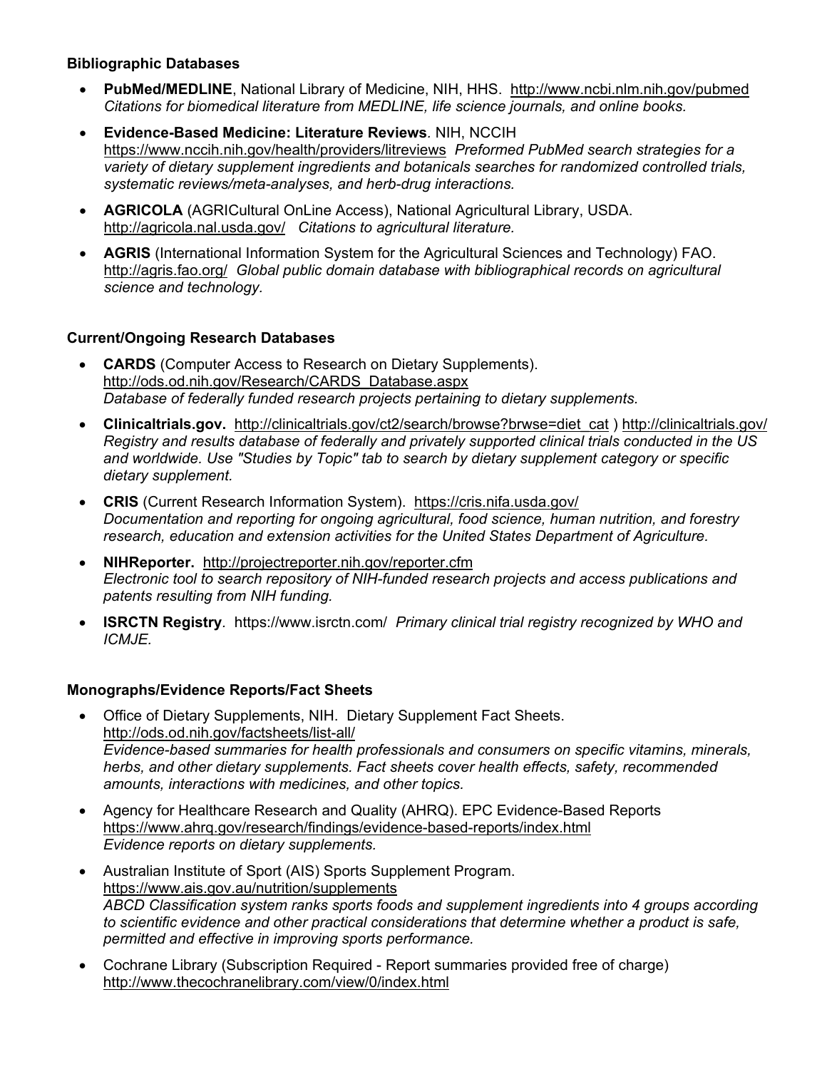**Bibliographic Databases**

- **PubMed/MEDLINE**, National Library of Medicine, NIH, HHS. http://www.ncbi.nlm.nih.gov/pubmed *Citations for biomedical literature from MEDLINE, life science journals, and online books.*
- **Evidence-Based Medicine: Literature Reviews**. NIH, NCCIH https://www.nccih.nih.gov/health/providers/litreviews *Preformed PubMed search strategies for a variety of dietary supplement ingredients and botanicals searches for randomized controlled trials, systematic reviews/meta-analyses, and herb-drug interactions.*
- **AGRICOLA** (AGRICultural OnLine Access), National Agricultural Library, USDA. http://agricola.nal.usda.gov/ *Citations to agricultural literature.*
- **AGRIS** (International Information System for the Agricultural Sciences and Technology) FAO. http://agris.fao.org/ *Global public domain database with bibliographical records on agricultural science and technology.*

**Current/Ongoing Research Databases**

- **CARDS** (Computer Access to Research on Dietary Supplements). http://ods.od.nih.gov/Research/CARDS_Database.aspx *Database of federally funded research projects pertaining to dietary supplements.*
- **Clinicaltrials.gov.** http://clinicaltrials.gov/ct2/search/browse?brwse=diet_cat ) http://clinicaltrials.gov/ *Registry and results database of federally and privately supported clinical trials conducted in the US and worldwide. Use "Studies by Topic" tab to search by dietary supplement category or specific dietary supplement.*
- **CRIS** (Current Research Information System). https://cris.nifa.usda.gov/ *Documentation and reporting for ongoing agricultural, food science, human nutrition, and forestry research, education and extension activities for the United States Department of Agriculture.*
- **NIHReporter.** http://projectreporter.nih.gov/reporter.cfm *Electronic tool to search repository of NIH-funded research projects and access publications and patents resulting from NIH funding.*
- **ISRCTN Registry**. https://www.isrctn.com/ *Primary clinical trial registry recognized by WHO and ICMJE.*

**Monographs/Evidence Reports/Fact Sheets**

- Office of Dietary Supplements, NIH. Dietary Supplement Fact Sheets. http://ods.od.nih.gov/factsheets/list-all/ *Evidence-based summaries for health professionals and consumers on specific vitamins, minerals, herbs, and other dietary supplements. Fact sheets cover health effects, safety, recommended amounts, interactions with medicines, and other topics.*
- Agency for Healthcare Research and Quality (AHRQ). EPC Evidence-Based Reports https://www.ahrq.gov/research/findings/evidence-based-reports/index.html *Evidence reports on dietary supplements.*
- Australian Institute of Sport (AIS) Sports Supplement Program. https://www.ais.gov.au/nutrition/supplements *ABCD Classification system ranks sports foods and supplement ingredients into 4 groups according to scientific evidence and other practical considerations that determine whether a product is safe, permitted and effective in improving sports performance.*
- Cochrane Library (Subscription Required - Report summaries provided free of charge) http://www.thecochranelibrary.com/view/0/index.html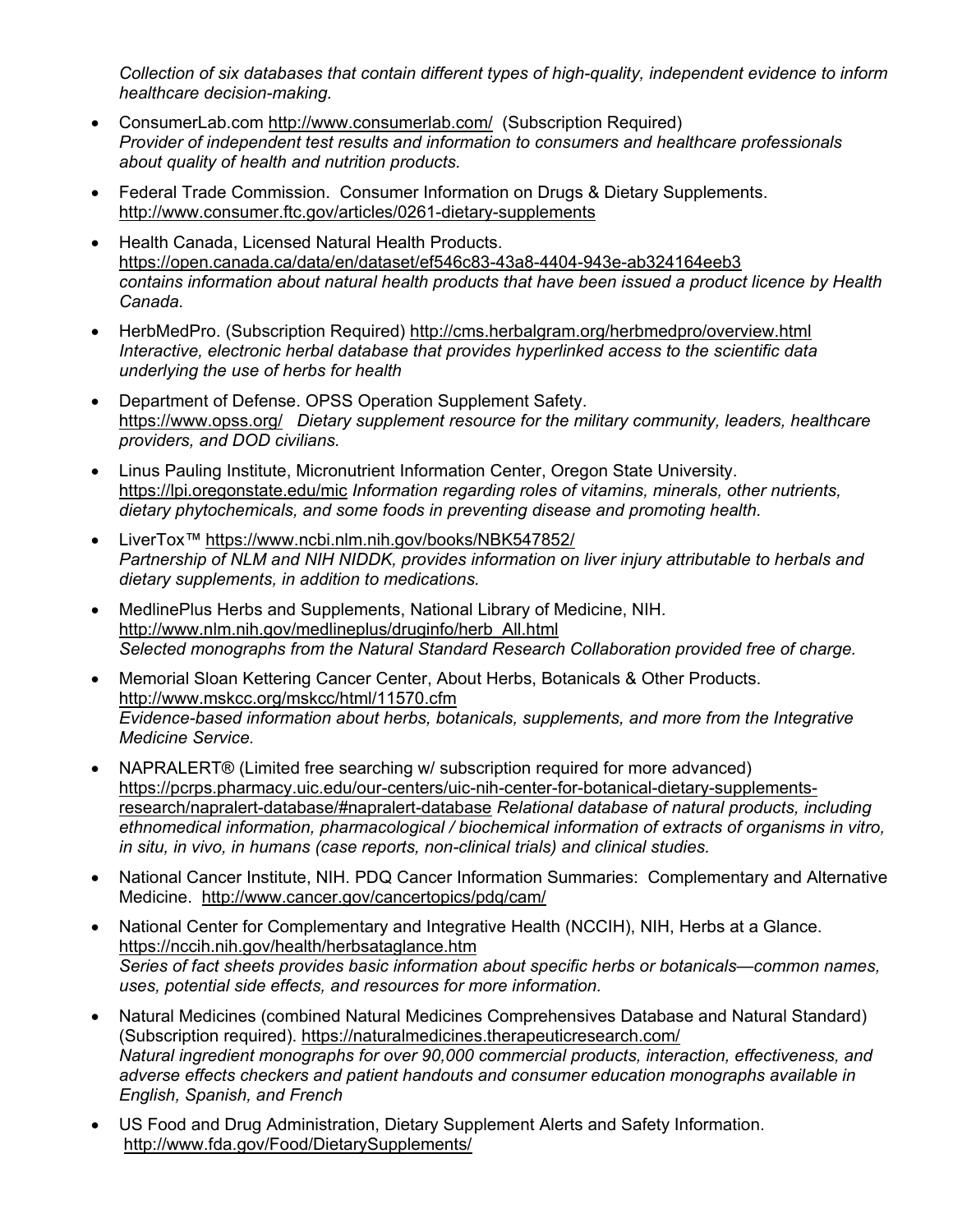*Collection of six databases that contain different types of high-quality, independent evidence to inform healthcare decision-making.*

- ConsumerLab.com http://www.consumerlab.com/ (Subscription Required)
  *Provider of independent test results and information to consumers and healthcare professionals about quality of health and nutrition products.*
- Federal Trade Commission. Consumer Information on Drugs & Dietary Supplements.
  http://www.consumer.ftc.gov/articles/0261-dietary-supplements
- Health Canada, Licensed Natural Health Products.
  https://open.canada.ca/data/en/dataset/ef546c83-43a8-4404-943e-ab324164eeb3
  *contains information about natural health products that have been issued a product licence by Health Canada.*
- HerbMedPro. (Subscription Required) http://cms.herbalgram.org/herbmedpro/overview.html
  *Interactive, electronic herbal database that provides hyperlinked access to the scientific data underlying the use of herbs for health*
- Department of Defense. OPSS Operation Supplement Safety.
  https://www.opss.org/ *Dietary supplement resource for the military community, leaders, healthcare providers, and DOD civilians.*
- Linus Pauling Institute, Micronutrient Information Center, Oregon State University.
  https://lpi.oregonstate.edu/mic *Information regarding roles of vitamins, minerals, other nutrients, dietary phytochemicals, and some foods in preventing disease and promoting health.*
- LiverTox™ https://www.ncbi.nlm.nih.gov/books/NBK547852/
  *Partnership of NLM and NIH NIDDK, provides information on liver injury attributable to herbals and dietary supplements, in addition to medications.*
- MedlinePlus Herbs and Supplements, National Library of Medicine, NIH.
  http://www.nlm.nih.gov/medlineplus/druginfo/herb_All.html
  *Selected monographs from the Natural Standard Research Collaboration provided free of charge.*
- Memorial Sloan Kettering Cancer Center, About Herbs, Botanicals & Other Products.
  http://www.mskcc.org/mskcc/html/11570.cfm
  *Evidence-based information about herbs, botanicals, supplements, and more from the Integrative Medicine Service.*
- NAPRALERT® (Limited free searching w/ subscription required for more advanced)
  https://pcrps.pharmacy.uic.edu/our-centers/uic-nih-center-for-botanical-dietary-supplements-research/napralert-database/#napralert-database *Relational database of natural products, including ethnomedical information, pharmacological / biochemical information of extracts of organisms in vitro, in situ, in vivo, in humans (case reports, non-clinical trials) and clinical studies.*
- National Cancer Institute, NIH. PDQ Cancer Information Summaries: Complementary and Alternative Medicine. http://www.cancer.gov/cancertopics/pdq/cam/
- National Center for Complementary and Integrative Health (NCCIH), NIH, Herbs at a Glance.
  https://nccih.nih.gov/health/herbsataglance.htm
  *Series of fact sheets provides basic information about specific herbs or botanicals—common names, uses, potential side effects, and resources for more information.*
- Natural Medicines (combined Natural Medicines Comprehensives Database and Natural Standard) (Subscription required). https://naturalmedicines.therapeuticresearch.com/
  *Natural ingredient monographs for over 90,000 commercial products, interaction, effectiveness, and adverse effects checkers and patient handouts and consumer education monographs available in English, Spanish, and French*
- US Food and Drug Administration, Dietary Supplement Alerts and Safety Information.
  http://www.fda.gov/Food/DietarySupplements/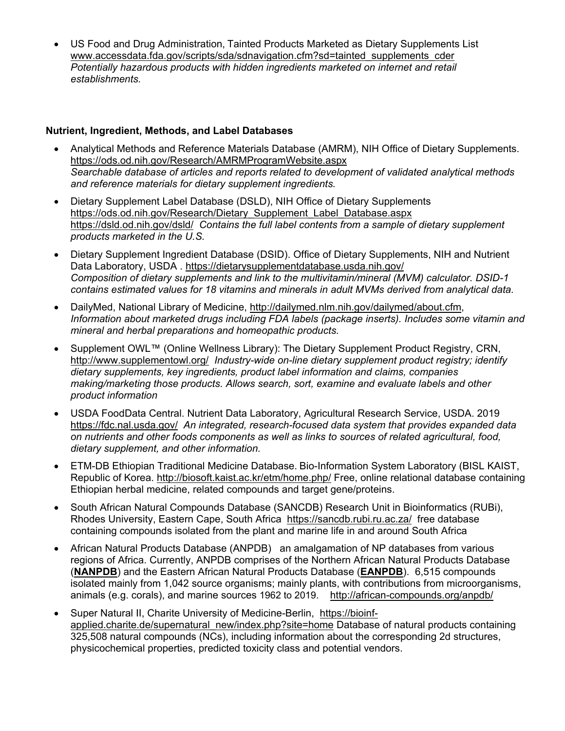- US Food and Drug Administration, Tainted Products Marketed as Dietary Supplements List www.accessdata.fda.gov/scripts/sda/sdnavigation.cfm?sd=tainted_supplements_cder *Potentially hazardous products with hidden ingredients marketed on internet and retail establishments.*

**Nutrient, Ingredient, Methods, and Label Databases**

- Analytical Methods and Reference Materials Database (AMRM), NIH Office of Dietary Supplements. https://ods.od.nih.gov/Research/AMRMProgramWebsite.aspx *Searchable database of articles and reports related to development of validated analytical methods and reference materials for dietary supplement ingredients.*
- Dietary Supplement Label Database (DSLD), NIH Office of Dietary Supplements https://ods.od.nih.gov/Research/Dietary_Supplement_Label_Database.aspx https://dsld.od.nih.gov/dsld/ *Contains the full label contents from a sample of dietary supplement products marketed in the U.S.*
- Dietary Supplement Ingredient Database (DSID). Office of Dietary Supplements, NIH and Nutrient Data Laboratory, USDA . https://dietarysupplementdatabase.usda.nih.gov/ *Composition of dietary supplements and link to the multivitamin/mineral (MVM) calculator. DSID-1 contains estimated values for 18 vitamins and minerals in adult MVMs derived from analytical data.*
- DailyMed, National Library of Medicine, http://dailymed.nlm.nih.gov/dailymed/about.cfm, *Information about marketed drugs including FDA labels (package inserts). Includes some vitamin and mineral and herbal preparations and homeopathic products.*
- Supplement OWL™ (Online Wellness Library): The Dietary Supplement Product Registry, CRN, http://www.supplementowl.org/ *Industry-wide on-line dietary supplement product registry; identify dietary supplements, key ingredients, product label information and claims, companies making/marketing those products. Allows search, sort, examine and evaluate labels and other product information*
- USDA FoodData Central. Nutrient Data Laboratory, Agricultural Research Service, USDA. 2019 https://fdc.nal.usda.gov/ *An integrated, research-focused data system that provides expanded data on nutrients and other foods components as well as links to sources of related agricultural, food, dietary supplement, and other information.*
- ETM-DB Ethiopian Traditional Medicine Database. Bio-Information System Laboratory (BISL KAIST, Republic of Korea. http://biosoft.kaist.ac.kr/etm/home.php/ Free, online relational database containing Ethiopian herbal medicine, related compounds and target gene/proteins.
- South African Natural Compounds Database (SANCDB) Research Unit in Bioinformatics (RUBi), Rhodes University, Eastern Cape, South Africa https://sancdb.rubi.ru.ac.za/ free database containing compounds isolated from the plant and marine life in and around South Africa
- African Natural Products Database (ANPDB) an amalgamation of NP databases from various regions of Africa. Currently, ANPDB comprises of the Northern African Natural Products Database (**NANPDB**) and the Eastern African Natural Products Database (**EANPDB**). 6,515 compounds isolated mainly from 1,042 source organisms; mainly plants, with contributions from microorganisms, animals (e.g. corals), and marine sources 1962 to 2019. http://african-compounds.org/anpdb/
- Super Natural II, Charite University of Medicine-Berlin, https://bioinf-applied.charite.de/supernatural_new/index.php?site=home Database of natural products containing 325,508 natural compounds (NCs), including information about the corresponding 2d structures, physicochemical properties, predicted toxicity class and potential vendors.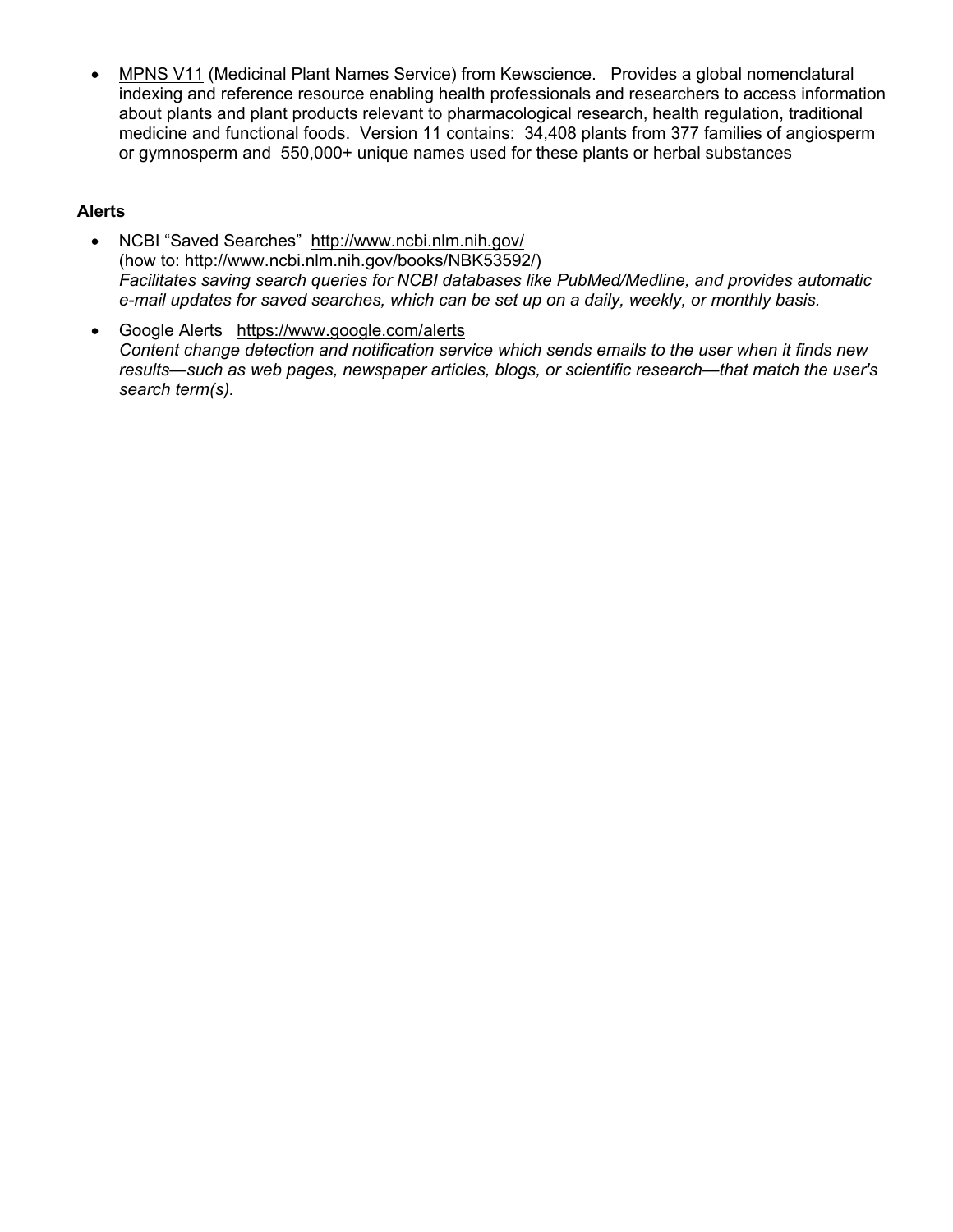- MPNS V11 (Medicinal Plant Names Service) from Kewscience. Provides a global nomenclatural indexing and reference resource enabling health professionals and researchers to access information about plants and plant products relevant to pharmacological research, health regulation, traditional medicine and functional foods. Version 11 contains: 34,408 plants from 377 families of angiosperm or gymnosperm and 550,000+ unique names used for these plants or herbal substances

**Alerts**

- NCBI "Saved Searches" http://www.ncbi.nlm.nih.gov/
  (how to: http://www.ncbi.nlm.nih.gov/books/NBK53592/)
  *Facilitates saving search queries for NCBI databases like PubMed/Medline, and provides automatic e-mail updates for saved searches, which can be set up on a daily, weekly, or monthly basis.*
- Google Alerts https://www.google.com/alerts
  *Content change detection and notification service which sends emails to the user when it finds new results—such as web pages, newspaper articles, blogs, or scientific research—that match the user's search term(s).*